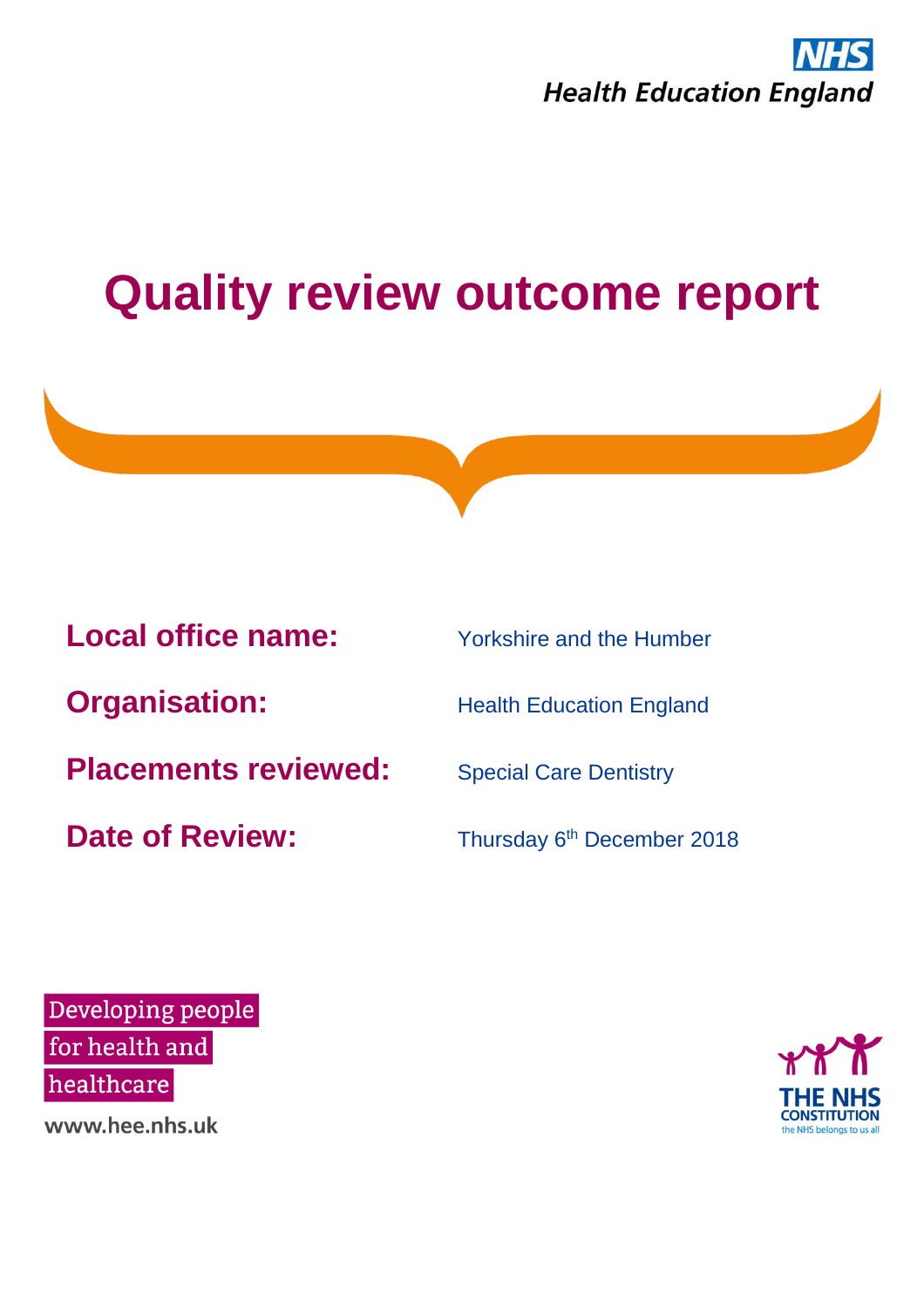NHS
Health Education England

# Quality review outcome report

**Local office name:** Yorkshire and the Humber

**Organisation:** Health Education England

**Placements reviewed:** Special Care Dentistry

**Date of Review:** Thursday 6th December 2018

Developing people for health and healthcare

www.hee.nhs.uk

THE NHS CONSTITUTION
the NHS belongs to us all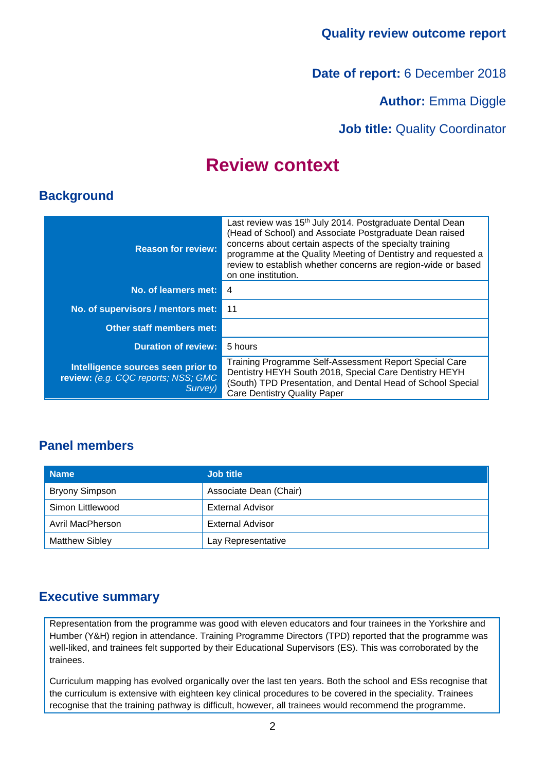**Quality review outcome report**

**Date of report:** 6 December 2018

**Author:** Emma Diggle

**Job title:** Quality Coordinator

# Review context

## Background

| | |
|---|---|
| **Reason for review:** | Last review was 15th July 2014. Postgraduate Dental Dean (Head of School) and Associate Postgraduate Dean raised concerns about certain aspects of the specialty training programme at the Quality Meeting of Dentistry and requested a review to establish whether concerns are region-wide or based on one institution. |
| **No. of learners met:** | 4 |
| **No. of supervisors / mentors met:** | 11 |
| **Other staff members met:** | |
| **Duration of review:** | 5 hours |
| **Intelligence sources seen prior to review:** *(e.g. CQC reports; NSS; GMC Survey)* | Training Programme Self-Assessment Report Special Care Dentistry HEYH South 2018, Special Care Dentistry HEYH (South) TPD Presentation, and Dental Head of School Special Care Dentistry Quality Paper |

## Panel members

| Name | Job title |
|---|---|
| Bryony Simpson | Associate Dean (Chair) |
| Simon Littlewood | External Advisor |
| Avril MacPherson | External Advisor |
| Matthew Sibley | Lay Representative |

## Executive summary

Representation from the programme was good with eleven educators and four trainees in the Yorkshire and Humber (Y&H) region in attendance. Training Programme Directors (TPD) reported that the programme was well-liked, and trainees felt supported by their Educational Supervisors (ES). This was corroborated by the trainees.

Curriculum mapping has evolved organically over the last ten years. Both the school and ESs recognise that the curriculum is extensive with eighteen key clinical procedures to be covered in the speciality. Trainees recognise that the training pathway is difficult, however, all trainees would recommend the programme.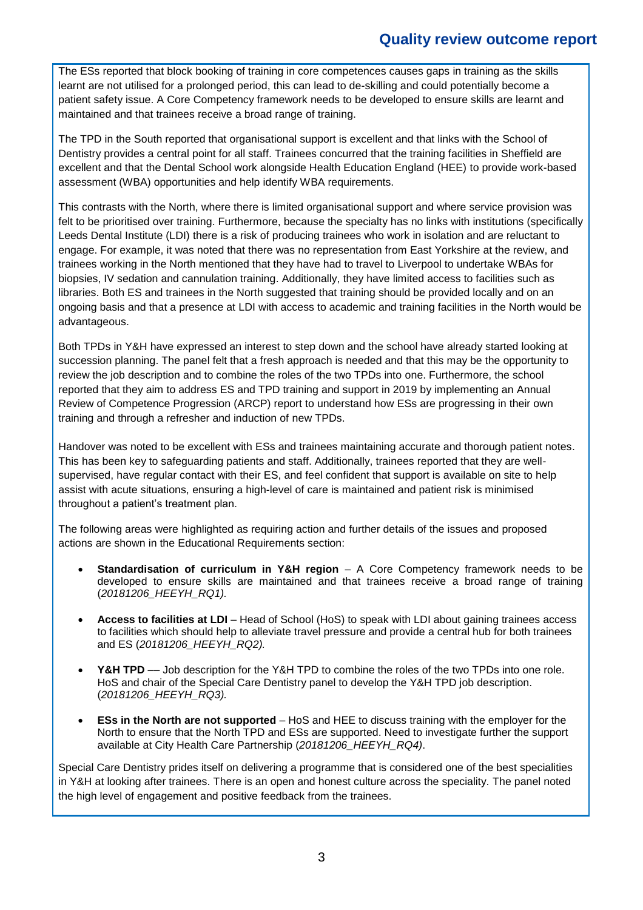The ESs reported that block booking of training in core competences causes gaps in training as the skills learnt are not utilised for a prolonged period, this can lead to de-skilling and could potentially become a patient safety issue. A Core Competency framework needs to be developed to ensure skills are learnt and maintained and that trainees receive a broad range of training.

The TPD in the South reported that organisational support is excellent and that links with the School of Dentistry provides a central point for all staff. Trainees concurred that the training facilities in Sheffield are excellent and that the Dental School work alongside Health Education England (HEE) to provide work-based assessment (WBA) opportunities and help identify WBA requirements.

This contrasts with the North, where there is limited organisational support and where service provision was felt to be prioritised over training. Furthermore, because the specialty has no links with institutions (specifically Leeds Dental Institute (LDI) there is a risk of producing trainees who work in isolation and are reluctant to engage. For example, it was noted that there was no representation from East Yorkshire at the review, and trainees working in the North mentioned that they have had to travel to Liverpool to undertake WBAs for biopsies, IV sedation and cannulation training. Additionally, they have limited access to facilities such as libraries. Both ES and trainees in the North suggested that training should be provided locally and on an ongoing basis and that a presence at LDI with access to academic and training facilities in the North would be advantageous.

Both TPDs in Y&H have expressed an interest to step down and the school have already started looking at succession planning. The panel felt that a fresh approach is needed and that this may be the opportunity to review the job description and to combine the roles of the two TPDs into one. Furthermore, the school reported that they aim to address ES and TPD training and support in 2019 by implementing an Annual Review of Competence Progression (ARCP) report to understand how ESs are progressing in their own training and through a refresher and induction of new TPDs.

Handover was noted to be excellent with ESs and trainees maintaining accurate and thorough patient notes. This has been key to safeguarding patients and staff. Additionally, trainees reported that they are well-supervised, have regular contact with their ES, and feel confident that support is available on site to help assist with acute situations, ensuring a high-level of care is maintained and patient risk is minimised throughout a patient's treatment plan.

The following areas were highlighted as requiring action and further details of the issues and proposed actions are shown in the Educational Requirements section:

- **Standardisation of curriculum in Y&H region** – A Core Competency framework needs to be developed to ensure skills are maintained and that trainees receive a broad range of training (*20181206_HEEYH_RQ1).*
- **Access to facilities at LDI** – Head of School (HoS) to speak with LDI about gaining trainees access to facilities which should help to alleviate travel pressure and provide a central hub for both trainees and ES (*20181206_HEEYH_RQ2).*
- **Y&H TPD** –– Job description for the Y&H TPD to combine the roles of the two TPDs into one role. HoS and chair of the Special Care Dentistry panel to develop the Y&H TPD job description. (*20181206_HEEYH_RQ3).*
- **ESs in the North are not supported** – HoS and HEE to discuss training with the employer for the North to ensure that the North TPD and ESs are supported. Need to investigate further the support available at City Health Care Partnership (*20181206_HEEYH_RQ4)*.

Special Care Dentistry prides itself on delivering a programme that is considered one of the best specialities in Y&H at looking after trainees. There is an open and honest culture across the speciality. The panel noted the high level of engagement and positive feedback from the trainees.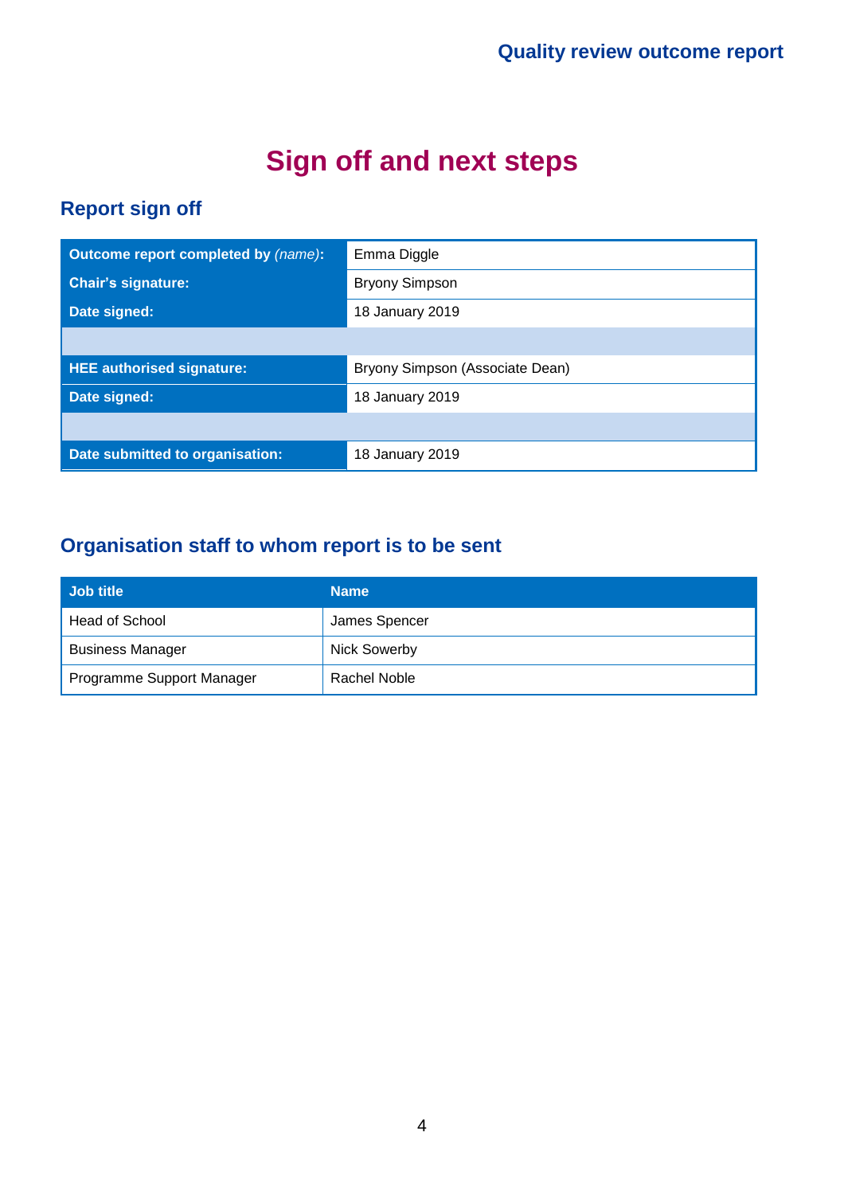# Sign off and next steps

## Report sign off

| | |
|---|---|
| **Outcome report completed by** *(name)***:** | Emma Diggle |
| **Chair's signature:** | Bryony Simpson |
| **Date signed:** | 18 January 2019 |
| | |
| **HEE authorised signature:** | Bryony Simpson (Associate Dean) |
| **Date signed:** | 18 January 2019 |
| | |
| **Date submitted to organisation:** | 18 January 2019 |

## Organisation staff to whom report is to be sent

| Job title | Name |
|---|---|
| Head of School | James Spencer |
| Business Manager | Nick Sowerby |
| Programme Support Manager | Rachel Noble |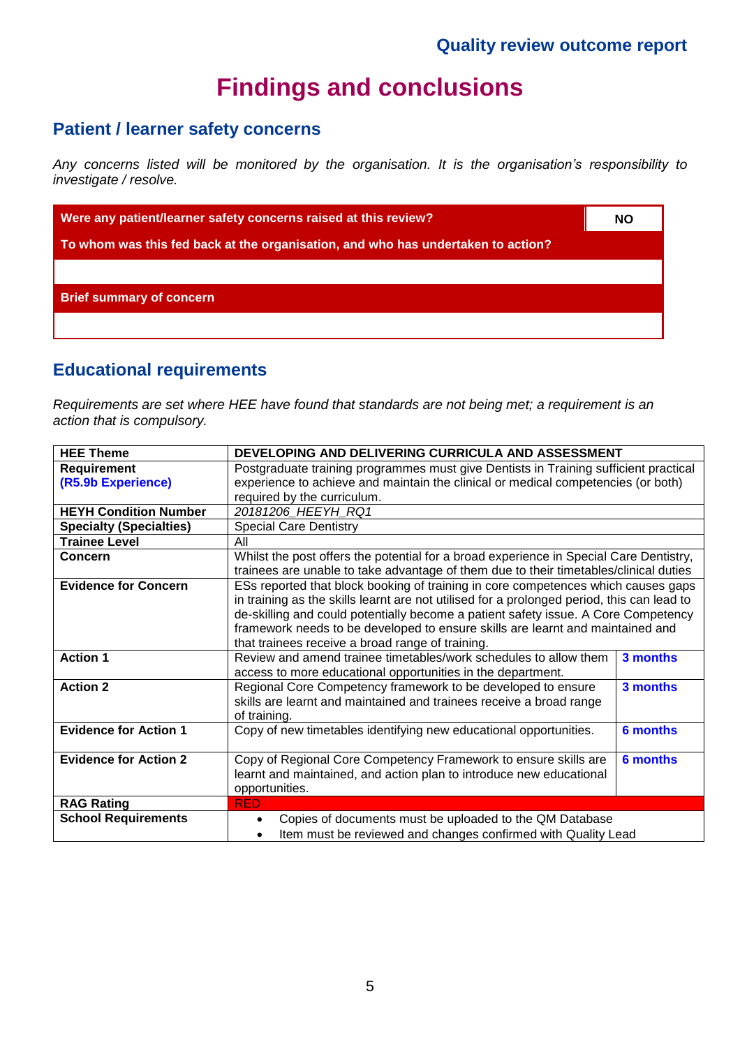# Findings and conclusions

## Patient / learner safety concerns

*Any concerns listed will be monitored by the organisation. It is the organisation's responsibility to investigate / resolve.*

| Were any patient/learner safety concerns raised at this review? | NO |
|---|---|
| To whom was this fed back at the organisation, and who has undertaken to action? | |
| | |
| Brief summary of concern | |
| | |

## Educational requirements

*Requirements are set where HEE have found that standards are not being met; a requirement is an action that is compulsory.*

| HEE Theme | DEVELOPING AND DELIVERING CURRICULA AND ASSESSMENT | |
|---|---|---|
| **Requirement** **(R5.9b Experience)** | Postgraduate training programmes must give Dentists in Training sufficient practical experience to achieve and maintain the clinical or medical competencies (or both) required by the curriculum. | |
| **HEYH Condition Number** | *20181206_HEEYH_RQ1* | |
| **Specialty (Specialties)** | Special Care Dentistry | |
| **Trainee Level** | All | |
| **Concern** | Whilst the post offers the potential for a broad experience in Special Care Dentistry, trainees are unable to take advantage of them due to their timetables/clinical duties | |
| **Evidence for Concern** | ESs reported that block booking of training in core competences which causes gaps in training as the skills learnt are not utilised for a prolonged period, this can lead to de-skilling and could potentially become a patient safety issue. A Core Competency framework needs to be developed to ensure skills are learnt and maintained and that trainees receive a broad range of training. | |
| **Action 1** | Review and amend trainee timetables/work schedules to allow them access to more educational opportunities in the department. | **3 months** |
| **Action 2** | Regional Core Competency framework to be developed to ensure skills are learnt and maintained and trainees receive a broad range of training. | **3 months** |
| **Evidence for Action 1** | Copy of new timetables identifying new educational opportunities. | **6 months** |
| **Evidence for Action 2** | Copy of Regional Core Competency Framework to ensure skills are learnt and maintained, and action plan to introduce new educational opportunities. | **6 months** |
| **RAG Rating** | RED | |
| **School Requirements** | • Copies of documents must be uploaded to the QM Database<br>• Item must be reviewed and changes confirmed with Quality Lead | |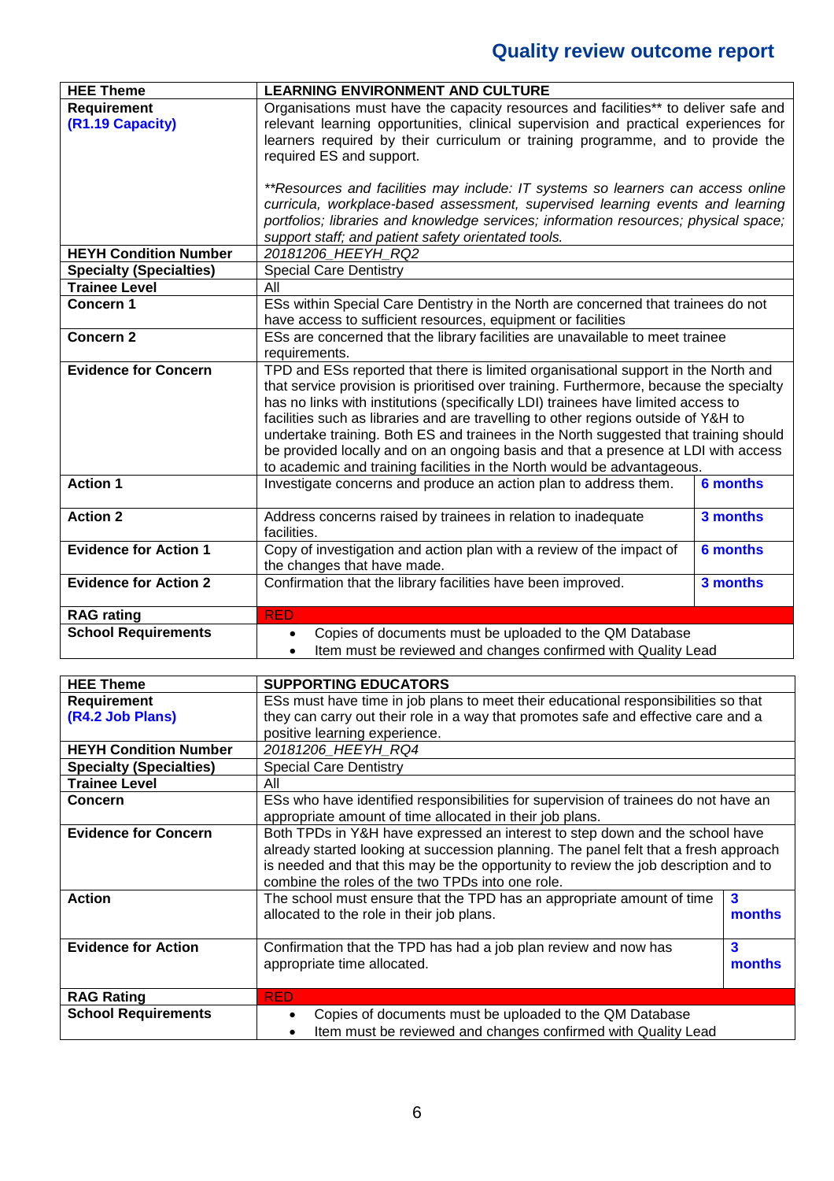## Quality review outcome report

| HEE Theme | LEARNING ENVIRONMENT AND CULTURE | |
|---|---|---|
| **Requirement (R1.19 Capacity)** | Organisations must have the capacity resources and facilities** to deliver safe and relevant learning opportunities, clinical supervision and practical experiences for learners required by their curriculum or training programme, and to provide the required ES and support.<br><br>*\*\*Resources and facilities may include: IT systems so learners can access online curricula, workplace-based assessment, supervised learning events and learning portfolios; libraries and knowledge services; information resources; physical space; support staff; and patient safety orientated tools.* | |
| **HEYH Condition Number** | *20181206_HEEYH_RQ2* | |
| **Specialty (Specialties)** | Special Care Dentistry | |
| **Trainee Level** | All | |
| **Concern 1** | ESs within Special Care Dentistry in the North are concerned that trainees do not have access to sufficient resources, equipment or facilities | |
| **Concern 2** | ESs are concerned that the library facilities are unavailable to meet trainee requirements. | |
| **Evidence for Concern** | TPD and ESs reported that there is limited organisational support in the North and that service provision is prioritised over training. Furthermore, because the specialty has no links with institutions (specifically LDI) trainees have limited access to facilities such as libraries and are travelling to other regions outside of Y&H to undertake training. Both ES and trainees in the North suggested that training should be provided locally and on an ongoing basis and that a presence at LDI with access to academic and training facilities in the North would be advantageous. | |
| **Action 1** | Investigate concerns and produce an action plan to address them. | **6 months** |
| **Action 2** | Address concerns raised by trainees in relation to inadequate facilities. | **3 months** |
| **Evidence for Action 1** | Copy of investigation and action plan with a review of the impact of the changes that have made. | **6 months** |
| **Evidence for Action 2** | Confirmation that the library facilities have been improved. | **3 months** |
| **RAG rating** | RED | |
| **School Requirements** | • Copies of documents must be uploaded to the QM Database<br>• Item must be reviewed and changes confirmed with Quality Lead | |

| HEE Theme | SUPPORTING EDUCATORS | |
|---|---|---|
| **Requirement (R4.2 Job Plans)** | ESs must have time in job plans to meet their educational responsibilities so that they can carry out their role in a way that promotes safe and effective care and a positive learning experience. | |
| **HEYH Condition Number** | *20181206_HEEYH_RQ4* | |
| **Specialty (Specialties)** | Special Care Dentistry | |
| **Trainee Level** | All | |
| **Concern** | ESs who have identified responsibilities for supervision of trainees do not have an appropriate amount of time allocated in their job plans. | |
| **Evidence for Concern** | Both TPDs in Y&H have expressed an interest to step down and the school have already started looking at succession planning. The panel felt that a fresh approach is needed and that this may be the opportunity to review the job description and to combine the roles of the two TPDs into one role. | |
| **Action** | The school must ensure that the TPD has an appropriate amount of time allocated to the role in their job plans. | **3 months** |
| **Evidence for Action** | Confirmation that the TPD has had a job plan review and now has appropriate time allocated. | **3 months** |
| **RAG Rating** | RED | |
| **School Requirements** | • Copies of documents must be uploaded to the QM Database<br>• Item must be reviewed and changes confirmed with Quality Lead | |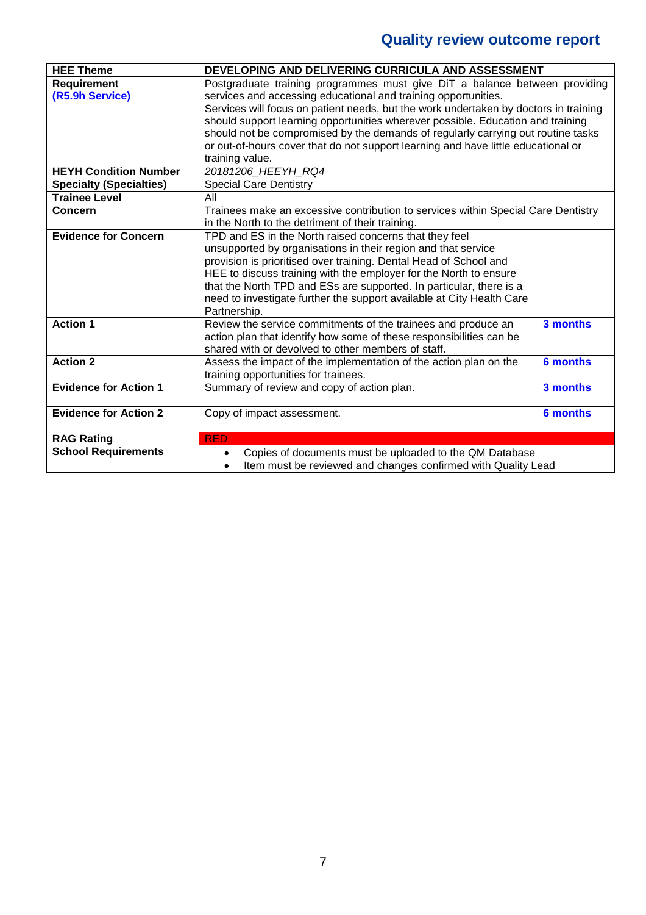# Quality review outcome report

| HEE Theme | DEVELOPING AND DELIVERING CURRICULA AND ASSESSMENT | |
|---|---|---|
| **Requirement** **(R5.9h Service)** | Postgraduate training programmes must give DiT a balance between providing services and accessing educational and training opportunities. Services will focus on patient needs, but the work undertaken by doctors in training should support learning opportunities wherever possible. Education and training should not be compromised by the demands of regularly carrying out routine tasks or out-of-hours cover that do not support learning and have little educational or training value. | |
| **HEYH Condition Number** | *20181206_HEEYH_RQ4* | |
| **Specialty (Specialties)** | Special Care Dentistry | |
| **Trainee Level** | All | |
| **Concern** | Trainees make an excessive contribution to services within Special Care Dentistry in the North to the detriment of their training. | |
| **Evidence for Concern** | TPD and ES in the North raised concerns that they feel unsupported by organisations in their region and that service provision is prioritised over training. Dental Head of School and HEE to discuss training with the employer for the North to ensure that the North TPD and ESs are supported. In particular, there is a need to investigate further the support available at City Health Care Partnership. | |
| **Action 1** | Review the service commitments of the trainees and produce an action plan that identify how some of these responsibilities can be shared with or devolved to other members of staff. | **3 months** |
| **Action 2** | Assess the impact of the implementation of the action plan on the training opportunities for trainees. | **6 months** |
| **Evidence for Action 1** | Summary of review and copy of action plan. | **3 months** |
| **Evidence for Action 2** | Copy of impact assessment. | **6 months** |
| **RAG Rating** | RED | |
| **School Requirements** | • Copies of documents must be uploaded to the QM Database<br>• Item must be reviewed and changes confirmed with Quality Lead | |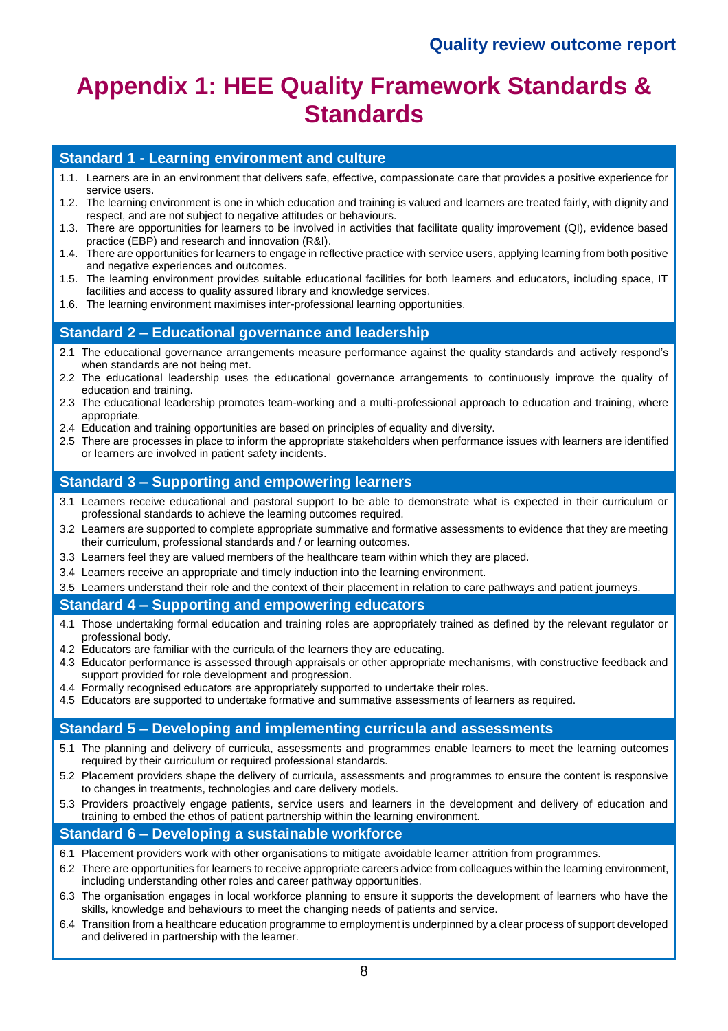# Appendix 1: HEE Quality Framework Standards & Standards

## Standard 1 - Learning environment and culture

1.1. Learners are in an environment that delivers safe, effective, compassionate care that provides a positive experience for service users.

1.2. The learning environment is one in which education and training is valued and learners are treated fairly, with dignity and respect, and are not subject to negative attitudes or behaviours.

1.3. There are opportunities for learners to be involved in activities that facilitate quality improvement (QI), evidence based practice (EBP) and research and innovation (R&I).

1.4. There are opportunities for learners to engage in reflective practice with service users, applying learning from both positive and negative experiences and outcomes.

1.5. The learning environment provides suitable educational facilities for both learners and educators, including space, IT facilities and access to quality assured library and knowledge services.

1.6. The learning environment maximises inter-professional learning opportunities.

## Standard 2 – Educational governance and leadership

2.1 The educational governance arrangements measure performance against the quality standards and actively respond's when standards are not being met.

2.2 The educational leadership uses the educational governance arrangements to continuously improve the quality of education and training.

2.3 The educational leadership promotes team-working and a multi-professional approach to education and training, where appropriate.

2.4 Education and training opportunities are based on principles of equality and diversity.

2.5 There are processes in place to inform the appropriate stakeholders when performance issues with learners are identified or learners are involved in patient safety incidents.

## Standard 3 – Supporting and empowering learners

3.1 Learners receive educational and pastoral support to be able to demonstrate what is expected in their curriculum or professional standards to achieve the learning outcomes required.

3.2 Learners are supported to complete appropriate summative and formative assessments to evidence that they are meeting their curriculum, professional standards and / or learning outcomes.

3.3 Learners feel they are valued members of the healthcare team within which they are placed.

3.4 Learners receive an appropriate and timely induction into the learning environment.

3.5 Learners understand their role and the context of their placement in relation to care pathways and patient journeys.

## Standard 4 – Supporting and empowering educators

4.1 Those undertaking formal education and training roles are appropriately trained as defined by the relevant regulator or professional body.

4.2 Educators are familiar with the curricula of the learners they are educating.

4.3 Educator performance is assessed through appraisals or other appropriate mechanisms, with constructive feedback and support provided for role development and progression.

4.4 Formally recognised educators are appropriately supported to undertake their roles.

4.5 Educators are supported to undertake formative and summative assessments of learners as required.

## Standard 5 – Developing and implementing curricula and assessments

5.1 The planning and delivery of curricula, assessments and programmes enable learners to meet the learning outcomes required by their curriculum or required professional standards.

5.2 Placement providers shape the delivery of curricula, assessments and programmes to ensure the content is responsive to changes in treatments, technologies and care delivery models.

5.3 Providers proactively engage patients, service users and learners in the development and delivery of education and training to embed the ethos of patient partnership within the learning environment.

## Standard 6 – Developing a sustainable workforce

6.1 Placement providers work with other organisations to mitigate avoidable learner attrition from programmes.

6.2 There are opportunities for learners to receive appropriate careers advice from colleagues within the learning environment, including understanding other roles and career pathway opportunities.

6.3 The organisation engages in local workforce planning to ensure it supports the development of learners who have the skills, knowledge and behaviours to meet the changing needs of patients and service.

6.4 Transition from a healthcare education programme to employment is underpinned by a clear process of support developed and delivered in partnership with the learner.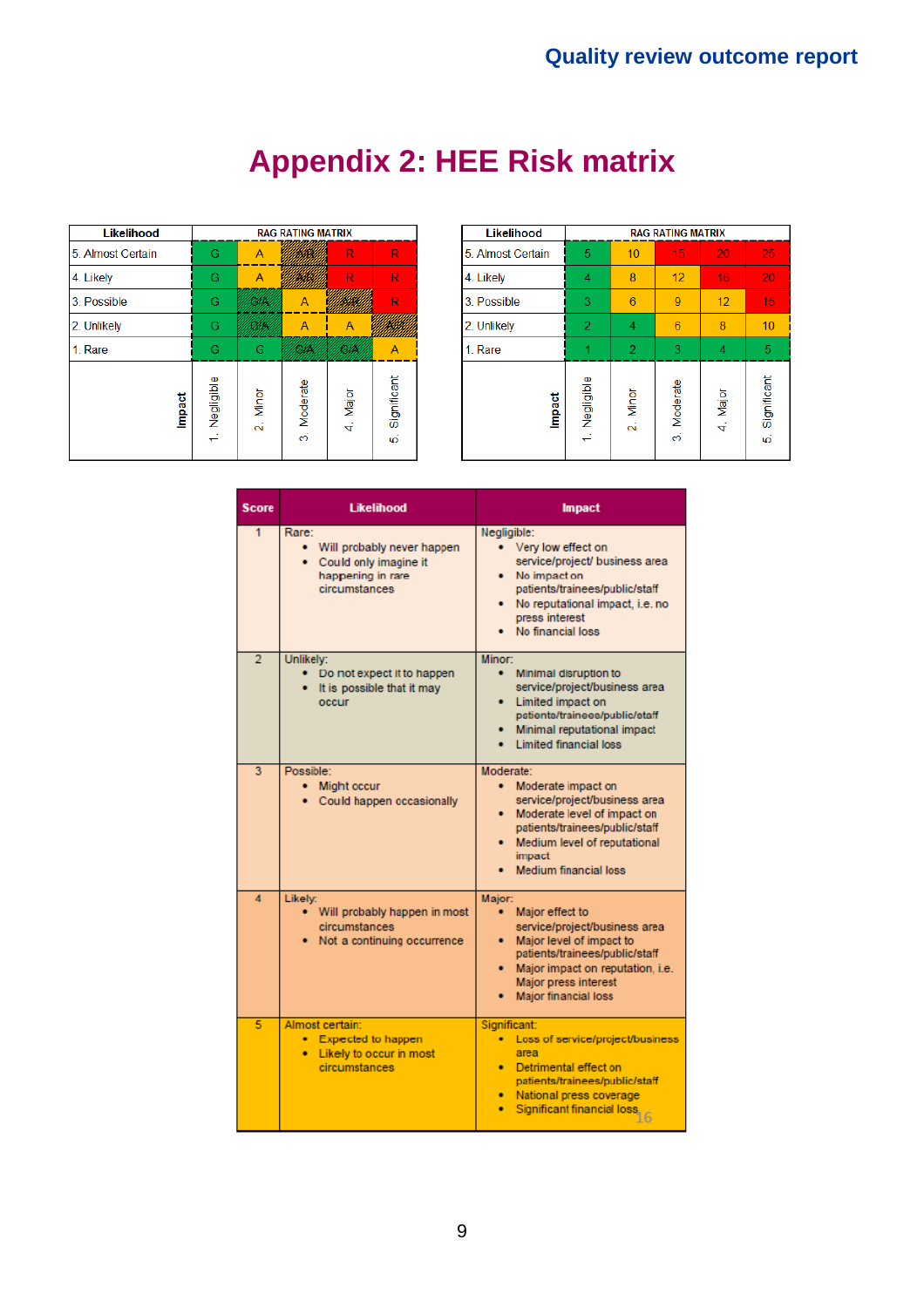# Appendix 2: HEE Risk matrix

| Likelihood | RAG RATING MATRIX | | | | |
|---|---|---|---|---|---|
| 5. Almost Certain | G | A | A/R | R | R |
| 4. Likely | G | A | A/R | R | R |
| 3. Possible | G | G/A | A | A/R | R |
| 2. Unlikely | G | G/A | A | A | A/R |
| 1. Rare | G | G | G/A | G/A | A |
| Impact | 1. Negligible | 2. Minor | 3. Moderate | 4. Major | 5. Significant |

| Likelihood | RAG RATING MATRIX | | | | |
|---|---|---|---|---|---|
| 5. Almost Certain | 5 | 10 | 15 | 20 | 25 |
| 4. Likely | 4 | 8 | 12 | 16 | 20 |
| 3. Possible | 3 | 6 | 9 | 12 | 15 |
| 2. Unlikely | 2 | 4 | 6 | 8 | 10 |
| 1. Rare | 1 | 2 | 3 | 4 | 5 |
| Impact | 1. Negligible | 2. Minor | 3. Moderate | 4. Major | 5. Significant |

| Score | Likelihood | Impact |
|---|---|---|
| 1 | Rare:<br>• Will probably never happen<br>• Could only imagine it happening in rare circumstances | Negligible:<br>• Very low effect on service/project/ business area<br>• No impact on patients/trainees/public/staff<br>• No reputational impact, i.e. no press interest<br>• No financial loss |
| 2 | Unlikely:<br>• Do not expect it to happen<br>• It is possible that it may occur | Minor:<br>• Minimal disruption to service/project/business area<br>• Limited impact on patients/trainees/public/staff<br>• Minimal reputational impact<br>• Limited financial loss |
| 3 | Possible:<br>• Might occur<br>• Could happen occasionally | Moderate:<br>• Moderate impact on service/project/business area<br>• Moderate level of impact on patients/trainees/public/staff<br>• Medium level of reputational impact<br>• Medium financial loss |
| 4 | Likely:<br>• Will probably happen in most circumstances<br>• Not a continuing occurrence | Major:<br>• Major effect to service/project/business area<br>• Major level of impact to patients/trainees/public/staff<br>• Major impact on reputation, i.e. Major press interest<br>• Major financial loss |
| 5 | Almost certain:<br>• Expected to happen<br>• Likely to occur in most circumstances | Significant:<br>• Loss of service/project/business area<br>• Detrimental effect on patients/trainees/public/staff<br>• National press coverage<br>• Significant financial loss |